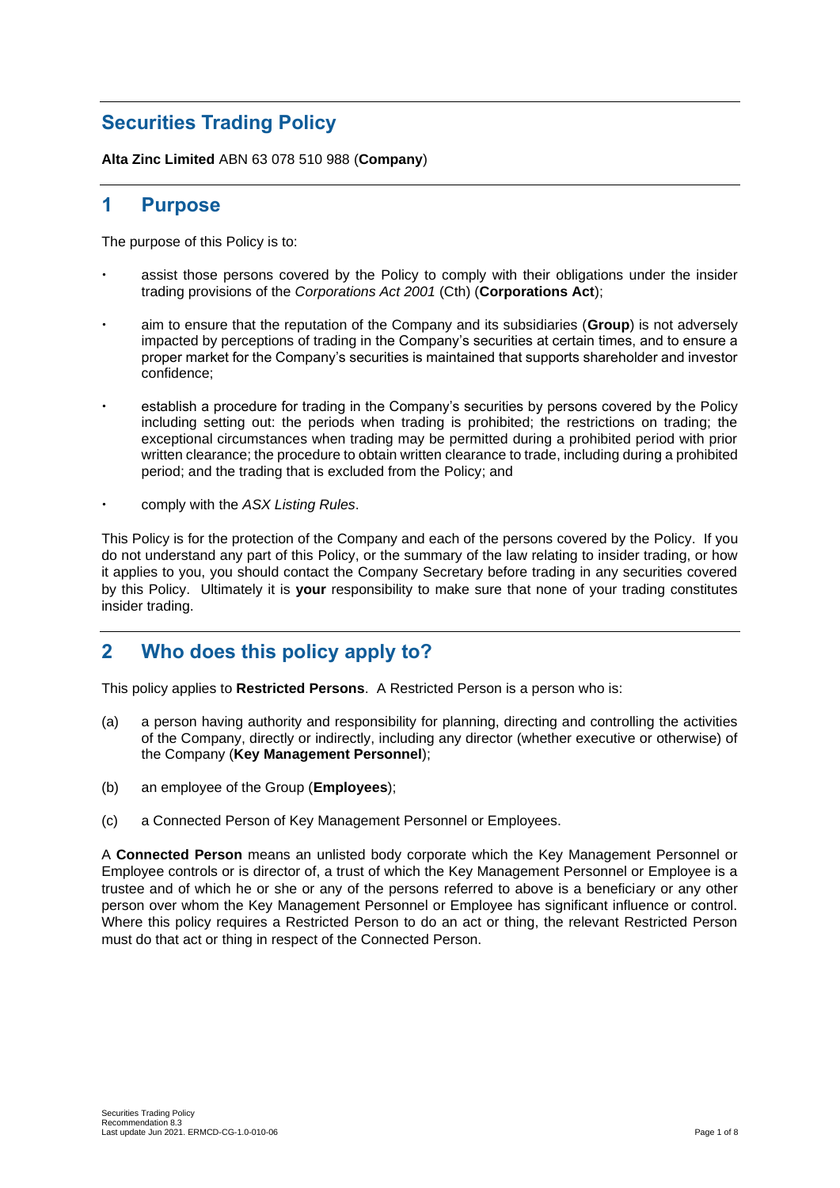# Securities Trading Policy

**Alta Zinc Limited** ABN 63 078 510 988 (**Company**)

## 1 Purpose

The purpose of this Policy is to:

- assist those persons covered by the Policy to comply with their obligations under the insider trading provisions of the *Corporations Act 2001* (Cth) (**Corporations Act**);
- aim to ensure that the reputation of the Company and its subsidiaries (**Group**) is not adversely impacted by perceptions of trading in the Company's securities at certain times, and to ensure a proper market for the Company's securities is maintained that supports shareholder and investor confidence;
- establish a procedure for trading in the Company's securities by persons covered by the Policy including setting out: the periods when trading is prohibited; the restrictions on trading; the exceptional circumstances when trading may be permitted during a prohibited period with prior written clearance; the procedure to obtain written clearance to trade, including during a prohibited period; and the trading that is excluded from the Policy; and
- comply with the *ASX Listing Rules*.

This Policy is for the protection of the Company and each of the persons covered by the Policy. If you do not understand any part of this Policy, or the summary of the law relating to insider trading, or how it applies to you, you should contact the Company Secretary before trading in any securities covered by this Policy. Ultimately it is **your** responsibility to make sure that none of your trading constitutes insider trading.

## 2 Who does this policy apply to?

This policy applies to **Restricted Persons**. A Restricted Person is a person who is:

(a) a person having authority and responsibility for planning, directing and controlling the activities of the Company, directly or indirectly, including any director (whether executive or otherwise) of the Company (**Key Management Personnel**);

(b) an employee of the Group (**Employees**);

(c) a Connected Person of Key Management Personnel or Employees.

A **Connected Person** means an unlisted body corporate which the Key Management Personnel or Employee controls or is director of, a trust of which the Key Management Personnel or Employee is a trustee and of which he or she or any of the persons referred to above is a beneficiary or any other person over whom the Key Management Personnel or Employee has significant influence or control. Where this policy requires a Restricted Person to do an act or thing, the relevant Restricted Person must do that act or thing in respect of the Connected Person.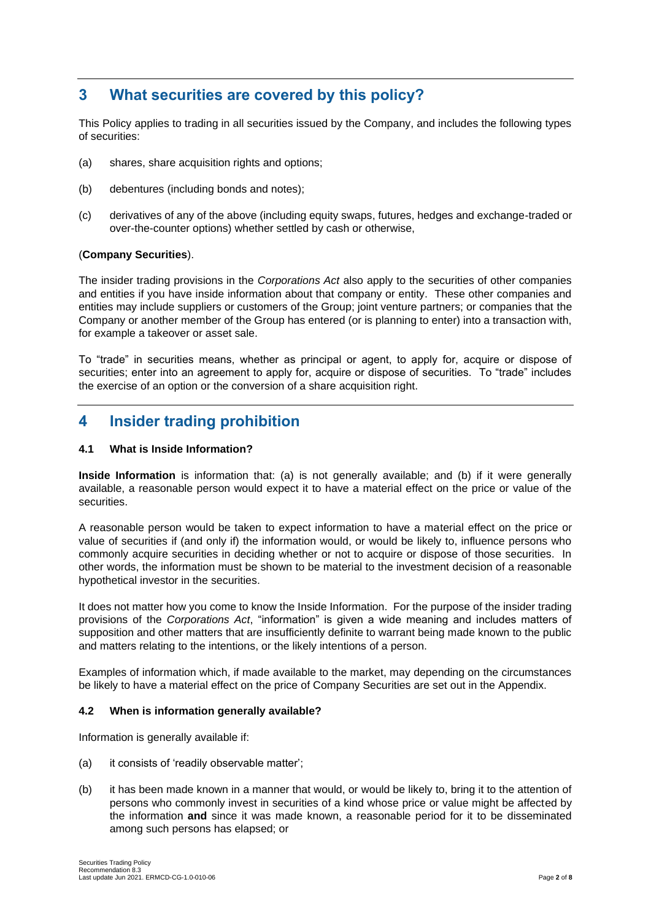## 3 What securities are covered by this policy?

This Policy applies to trading in all securities issued by the Company, and includes the following types of securities:

(a) shares, share acquisition rights and options;

(b) debentures (including bonds and notes);

(c) derivatives of any of the above (including equity swaps, futures, hedges and exchange-traded or over-the-counter options) whether settled by cash or otherwise,

(**Company Securities**).

The insider trading provisions in the *Corporations Act* also apply to the securities of other companies and entities if you have inside information about that company or entity. These other companies and entities may include suppliers or customers of the Group; joint venture partners; or companies that the Company or another member of the Group has entered (or is planning to enter) into a transaction with, for example a takeover or asset sale.

To "trade" in securities means, whether as principal or agent, to apply for, acquire or dispose of securities; enter into an agreement to apply for, acquire or dispose of securities. To "trade" includes the exercise of an option or the conversion of a share acquisition right.

## 4 Insider trading prohibition

### 4.1 What is Inside Information?

**Inside Information** is information that: (a) is not generally available; and (b) if it were generally available, a reasonable person would expect it to have a material effect on the price or value of the securities.

A reasonable person would be taken to expect information to have a material effect on the price or value of securities if (and only if) the information would, or would be likely to, influence persons who commonly acquire securities in deciding whether or not to acquire or dispose of those securities. In other words, the information must be shown to be material to the investment decision of a reasonable hypothetical investor in the securities.

It does not matter how you come to know the Inside Information. For the purpose of the insider trading provisions of the *Corporations Act*, "information" is given a wide meaning and includes matters of supposition and other matters that are insufficiently definite to warrant being made known to the public and matters relating to the intentions, or the likely intentions of a person.

Examples of information which, if made available to the market, may depending on the circumstances be likely to have a material effect on the price of Company Securities are set out in the Appendix.

### 4.2 When is information generally available?

Information is generally available if:

(a) it consists of 'readily observable matter';

(b) it has been made known in a manner that would, or would be likely to, bring it to the attention of persons who commonly invest in securities of a kind whose price or value might be affected by the information **and** since it was made known, a reasonable period for it to be disseminated among such persons has elapsed; or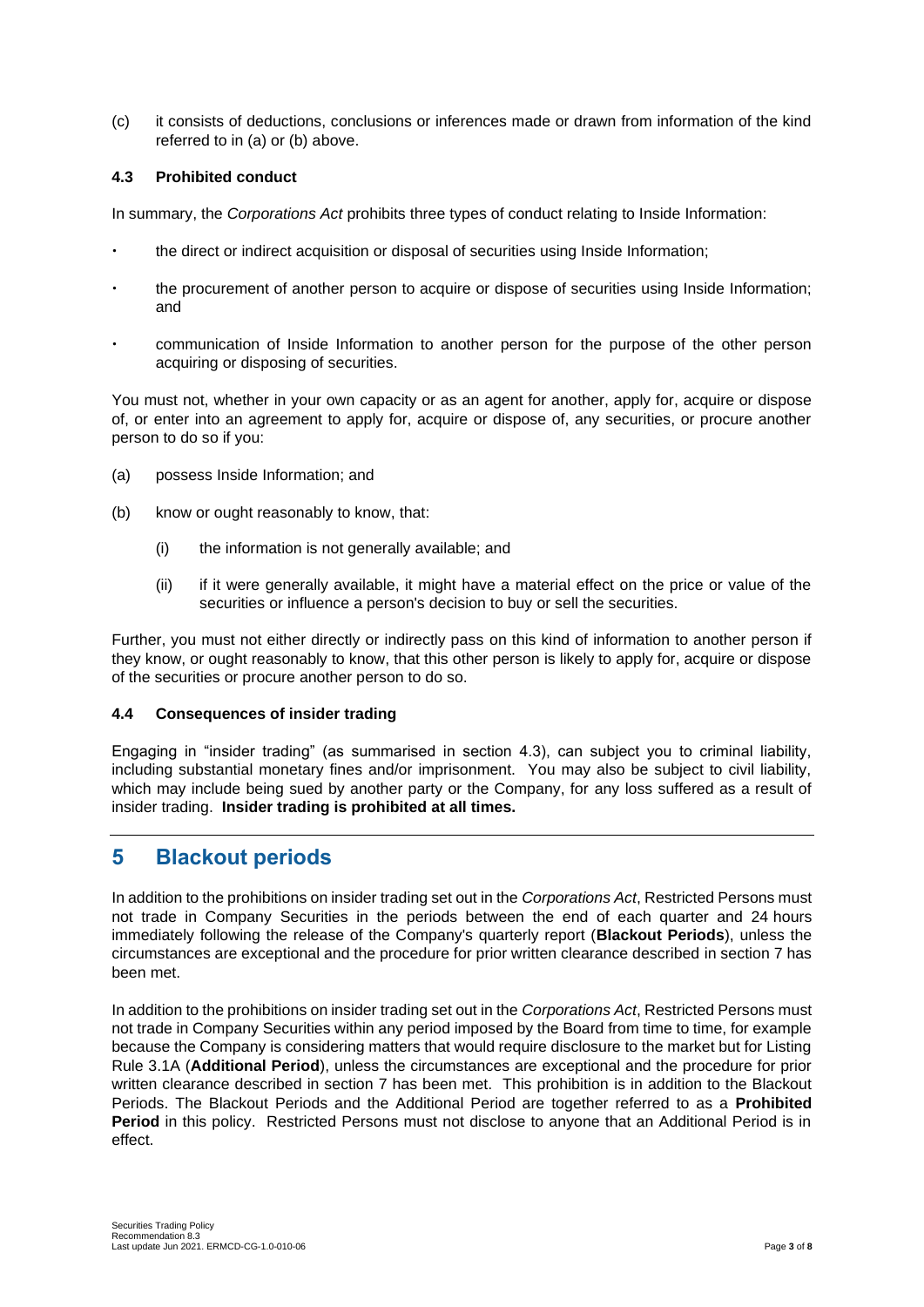(c) it consists of deductions, conclusions or inferences made or drawn from information of the kind referred to in (a) or (b) above.

### 4.3 Prohibited conduct

In summary, the *Corporations Act* prohibits three types of conduct relating to Inside Information:

- the direct or indirect acquisition or disposal of securities using Inside Information;
- the procurement of another person to acquire or dispose of securities using Inside Information; and
- communication of Inside Information to another person for the purpose of the other person acquiring or disposing of securities.

You must not, whether in your own capacity or as an agent for another, apply for, acquire or dispose of, or enter into an agreement to apply for, acquire or dispose of, any securities, or procure another person to do so if you:

(a) possess Inside Information; and

(b) know or ought reasonably to know, that:

  (i) the information is not generally available; and

  (ii) if it were generally available, it might have a material effect on the price or value of the securities or influence a person's decision to buy or sell the securities.

Further, you must not either directly or indirectly pass on this kind of information to another person if they know, or ought reasonably to know, that this other person is likely to apply for, acquire or dispose of the securities or procure another person to do so.

### 4.4 Consequences of insider trading

Engaging in "insider trading" (as summarised in section 4.3), can subject you to criminal liability, including substantial monetary fines and/or imprisonment. You may also be subject to civil liability, which may include being sued by another party or the Company, for any loss suffered as a result of insider trading. **Insider trading is prohibited at all times.**

## 5 Blackout periods

In addition to the prohibitions on insider trading set out in the *Corporations Act*, Restricted Persons must not trade in Company Securities in the periods between the end of each quarter and 24 hours immediately following the release of the Company's quarterly report (**Blackout Periods**), unless the circumstances are exceptional and the procedure for prior written clearance described in section 7 has been met.

In addition to the prohibitions on insider trading set out in the *Corporations Act*, Restricted Persons must not trade in Company Securities within any period imposed by the Board from time to time, for example because the Company is considering matters that would require disclosure to the market but for Listing Rule 3.1A (**Additional Period**), unless the circumstances are exceptional and the procedure for prior written clearance described in section 7 has been met. This prohibition is in addition to the Blackout Periods. The Blackout Periods and the Additional Period are together referred to as a **Prohibited Period** in this policy. Restricted Persons must not disclose to anyone that an Additional Period is in effect.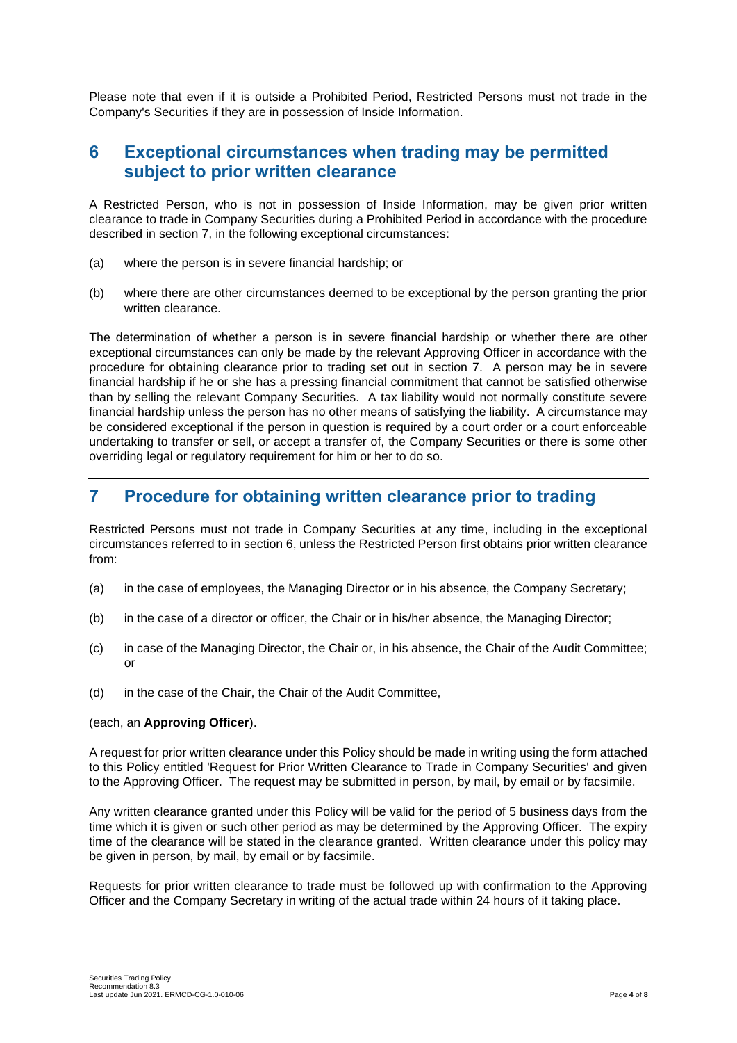Please note that even if it is outside a Prohibited Period, Restricted Persons must not trade in the Company's Securities if they are in possession of Inside Information.

## 6 Exceptional circumstances when trading may be permitted subject to prior written clearance

A Restricted Person, who is not in possession of Inside Information, may be given prior written clearance to trade in Company Securities during a Prohibited Period in accordance with the procedure described in section 7, in the following exceptional circumstances:

(a) where the person is in severe financial hardship; or

(b) where there are other circumstances deemed to be exceptional by the person granting the prior written clearance.

The determination of whether a person is in severe financial hardship or whether there are other exceptional circumstances can only be made by the relevant Approving Officer in accordance with the procedure for obtaining clearance prior to trading set out in section 7. A person may be in severe financial hardship if he or she has a pressing financial commitment that cannot be satisfied otherwise than by selling the relevant Company Securities. A tax liability would not normally constitute severe financial hardship unless the person has no other means of satisfying the liability. A circumstance may be considered exceptional if the person in question is required by a court order or a court enforceable undertaking to transfer or sell, or accept a transfer of, the Company Securities or there is some other overriding legal or regulatory requirement for him or her to do so.

## 7 Procedure for obtaining written clearance prior to trading

Restricted Persons must not trade in Company Securities at any time, including in the exceptional circumstances referred to in section 6, unless the Restricted Person first obtains prior written clearance from:

(a) in the case of employees, the Managing Director or in his absence, the Company Secretary;

(b) in the case of a director or officer, the Chair or in his/her absence, the Managing Director;

(c) in case of the Managing Director, the Chair or, in his absence, the Chair of the Audit Committee; or

(d) in the case of the Chair, the Chair of the Audit Committee,

(each, an **Approving Officer**).

A request for prior written clearance under this Policy should be made in writing using the form attached to this Policy entitled 'Request for Prior Written Clearance to Trade in Company Securities' and given to the Approving Officer. The request may be submitted in person, by mail, by email or by facsimile.

Any written clearance granted under this Policy will be valid for the period of 5 business days from the time which it is given or such other period as may be determined by the Approving Officer. The expiry time of the clearance will be stated in the clearance granted. Written clearance under this policy may be given in person, by mail, by email or by facsimile.

Requests for prior written clearance to trade must be followed up with confirmation to the Approving Officer and the Company Secretary in writing of the actual trade within 24 hours of it taking place.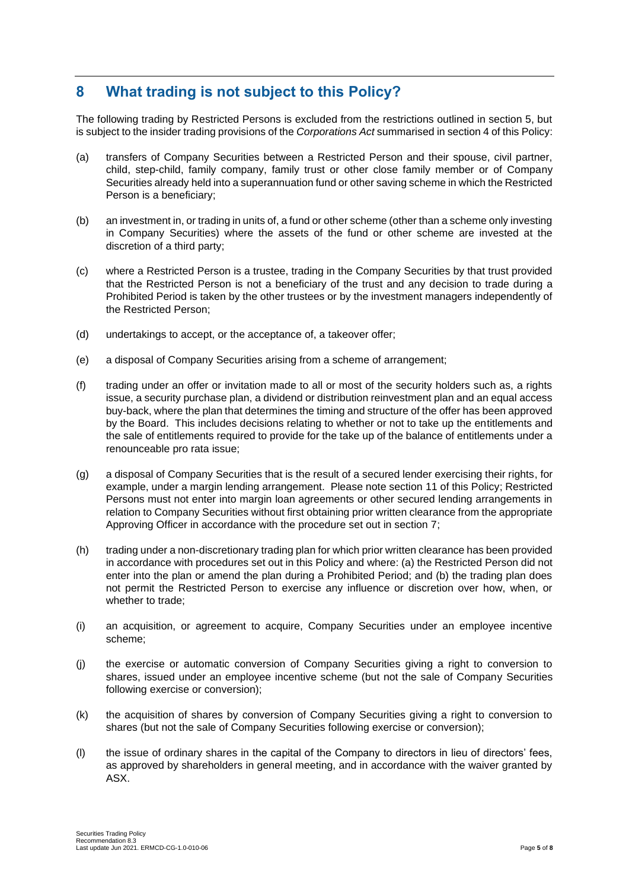## 8 What trading is not subject to this Policy?

The following trading by Restricted Persons is excluded from the restrictions outlined in section 5, but is subject to the insider trading provisions of the *Corporations Act* summarised in section 4 of this Policy:

(a) transfers of Company Securities between a Restricted Person and their spouse, civil partner, child, step-child, family company, family trust or other close family member or of Company Securities already held into a superannuation fund or other saving scheme in which the Restricted Person is a beneficiary;

(b) an investment in, or trading in units of, a fund or other scheme (other than a scheme only investing in Company Securities) where the assets of the fund or other scheme are invested at the discretion of a third party;

(c) where a Restricted Person is a trustee, trading in the Company Securities by that trust provided that the Restricted Person is not a beneficiary of the trust and any decision to trade during a Prohibited Period is taken by the other trustees or by the investment managers independently of the Restricted Person;

(d) undertakings to accept, or the acceptance of, a takeover offer;

(e) a disposal of Company Securities arising from a scheme of arrangement;

(f) trading under an offer or invitation made to all or most of the security holders such as, a rights issue, a security purchase plan, a dividend or distribution reinvestment plan and an equal access buy-back, where the plan that determines the timing and structure of the offer has been approved by the Board. This includes decisions relating to whether or not to take up the entitlements and the sale of entitlements required to provide for the take up of the balance of entitlements under a renounceable pro rata issue;

(g) a disposal of Company Securities that is the result of a secured lender exercising their rights, for example, under a margin lending arrangement. Please note section 11 of this Policy; Restricted Persons must not enter into margin loan agreements or other secured lending arrangements in relation to Company Securities without first obtaining prior written clearance from the appropriate Approving Officer in accordance with the procedure set out in section 7;

(h) trading under a non-discretionary trading plan for which prior written clearance has been provided in accordance with procedures set out in this Policy and where: (a) the Restricted Person did not enter into the plan or amend the plan during a Prohibited Period; and (b) the trading plan does not permit the Restricted Person to exercise any influence or discretion over how, when, or whether to trade;

(i) an acquisition, or agreement to acquire, Company Securities under an employee incentive scheme;

(j) the exercise or automatic conversion of Company Securities giving a right to conversion to shares, issued under an employee incentive scheme (but not the sale of Company Securities following exercise or conversion);

(k) the acquisition of shares by conversion of Company Securities giving a right to conversion to shares (but not the sale of Company Securities following exercise or conversion);

(l) the issue of ordinary shares in the capital of the Company to directors in lieu of directors' fees, as approved by shareholders in general meeting, and in accordance with the waiver granted by ASX.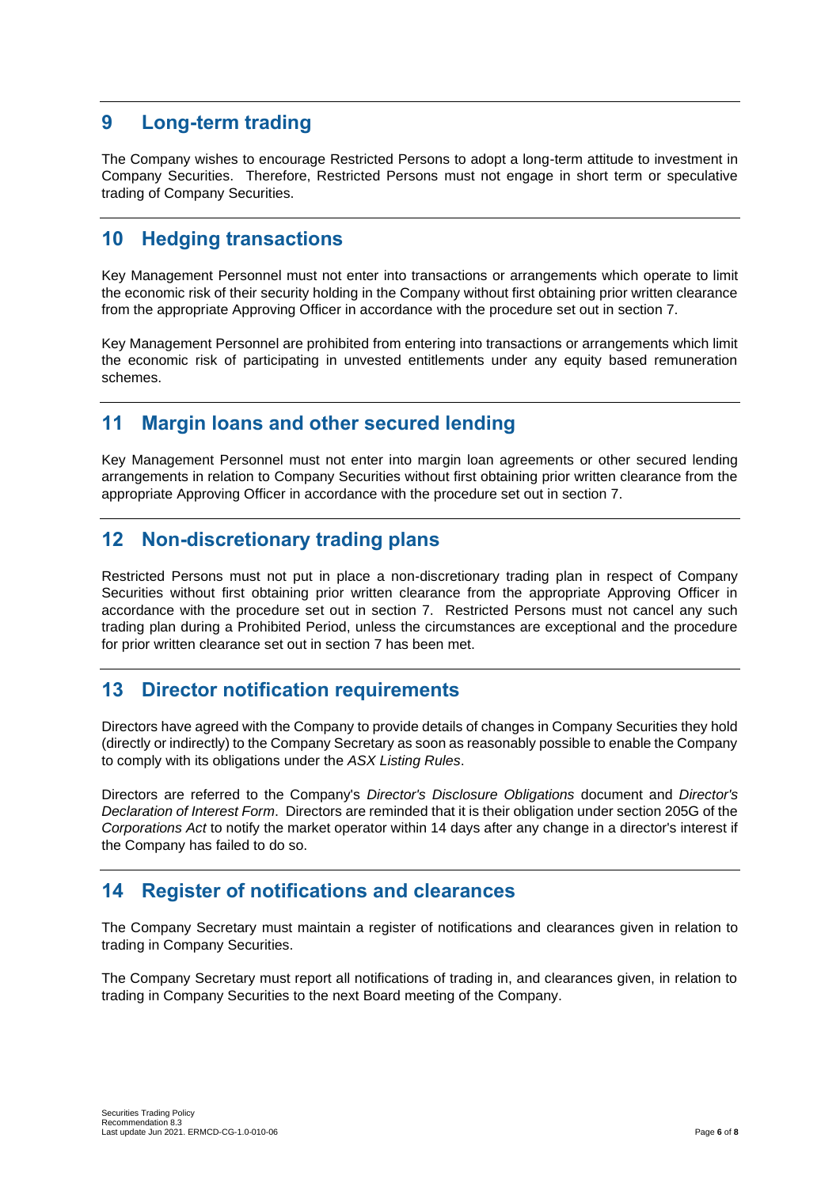## 9 Long-term trading

The Company wishes to encourage Restricted Persons to adopt a long-term attitude to investment in Company Securities. Therefore, Restricted Persons must not engage in short term or speculative trading of Company Securities.

## 10 Hedging transactions

Key Management Personnel must not enter into transactions or arrangements which operate to limit the economic risk of their security holding in the Company without first obtaining prior written clearance from the appropriate Approving Officer in accordance with the procedure set out in section 7.

Key Management Personnel are prohibited from entering into transactions or arrangements which limit the economic risk of participating in unvested entitlements under any equity based remuneration schemes.

## 11 Margin loans and other secured lending

Key Management Personnel must not enter into margin loan agreements or other secured lending arrangements in relation to Company Securities without first obtaining prior written clearance from the appropriate Approving Officer in accordance with the procedure set out in section 7.

## 12 Non-discretionary trading plans

Restricted Persons must not put in place a non-discretionary trading plan in respect of Company Securities without first obtaining prior written clearance from the appropriate Approving Officer in accordance with the procedure set out in section 7. Restricted Persons must not cancel any such trading plan during a Prohibited Period, unless the circumstances are exceptional and the procedure for prior written clearance set out in section 7 has been met.

## 13 Director notification requirements

Directors have agreed with the Company to provide details of changes in Company Securities they hold (directly or indirectly) to the Company Secretary as soon as reasonably possible to enable the Company to comply with its obligations under the *ASX Listing Rules*.

Directors are referred to the Company's *Director's Disclosure Obligations* document and *Director's Declaration of Interest Form*. Directors are reminded that it is their obligation under section 205G of the *Corporations Act* to notify the market operator within 14 days after any change in a director's interest if the Company has failed to do so.

## 14 Register of notifications and clearances

The Company Secretary must maintain a register of notifications and clearances given in relation to trading in Company Securities.

The Company Secretary must report all notifications of trading in, and clearances given, in relation to trading in Company Securities to the next Board meeting of the Company.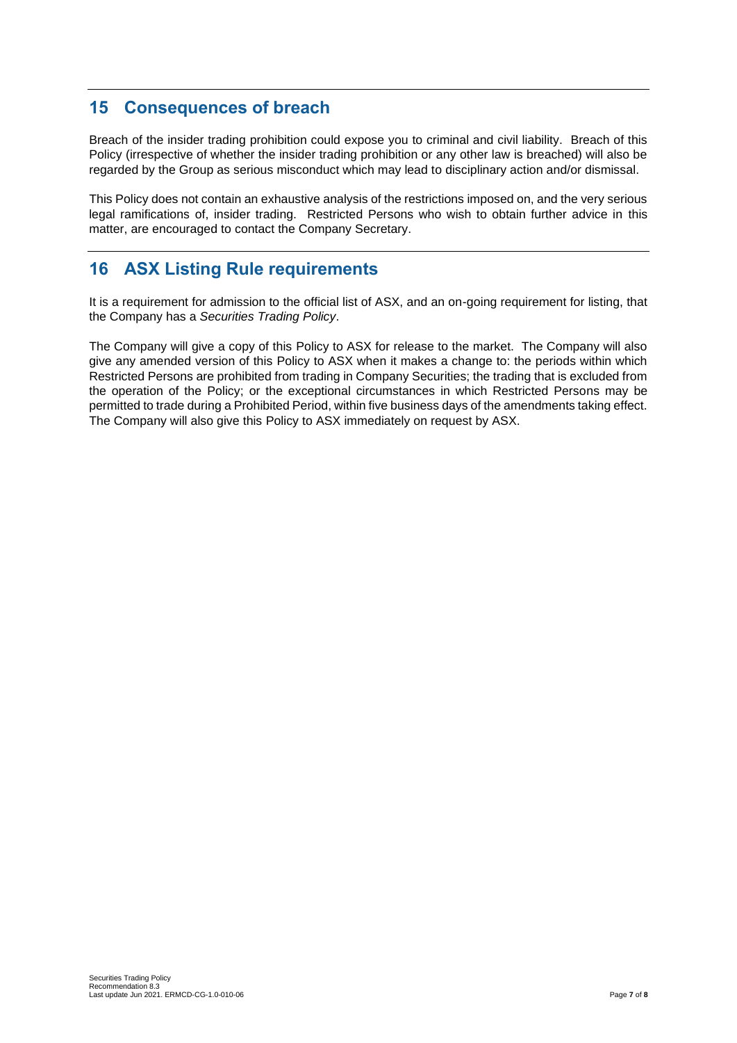## 15 Consequences of breach

Breach of the insider trading prohibition could expose you to criminal and civil liability. Breach of this Policy (irrespective of whether the insider trading prohibition or any other law is breached) will also be regarded by the Group as serious misconduct which may lead to disciplinary action and/or dismissal.

This Policy does not contain an exhaustive analysis of the restrictions imposed on, and the very serious legal ramifications of, insider trading. Restricted Persons who wish to obtain further advice in this matter, are encouraged to contact the Company Secretary.

## 16 ASX Listing Rule requirements

It is a requirement for admission to the official list of ASX, and an on-going requirement for listing, that the Company has a *Securities Trading Policy*.

The Company will give a copy of this Policy to ASX for release to the market. The Company will also give any amended version of this Policy to ASX when it makes a change to: the periods within which Restricted Persons are prohibited from trading in Company Securities; the trading that is excluded from the operation of the Policy; or the exceptional circumstances in which Restricted Persons may be permitted to trade during a Prohibited Period, within five business days of the amendments taking effect. The Company will also give this Policy to ASX immediately on request by ASX.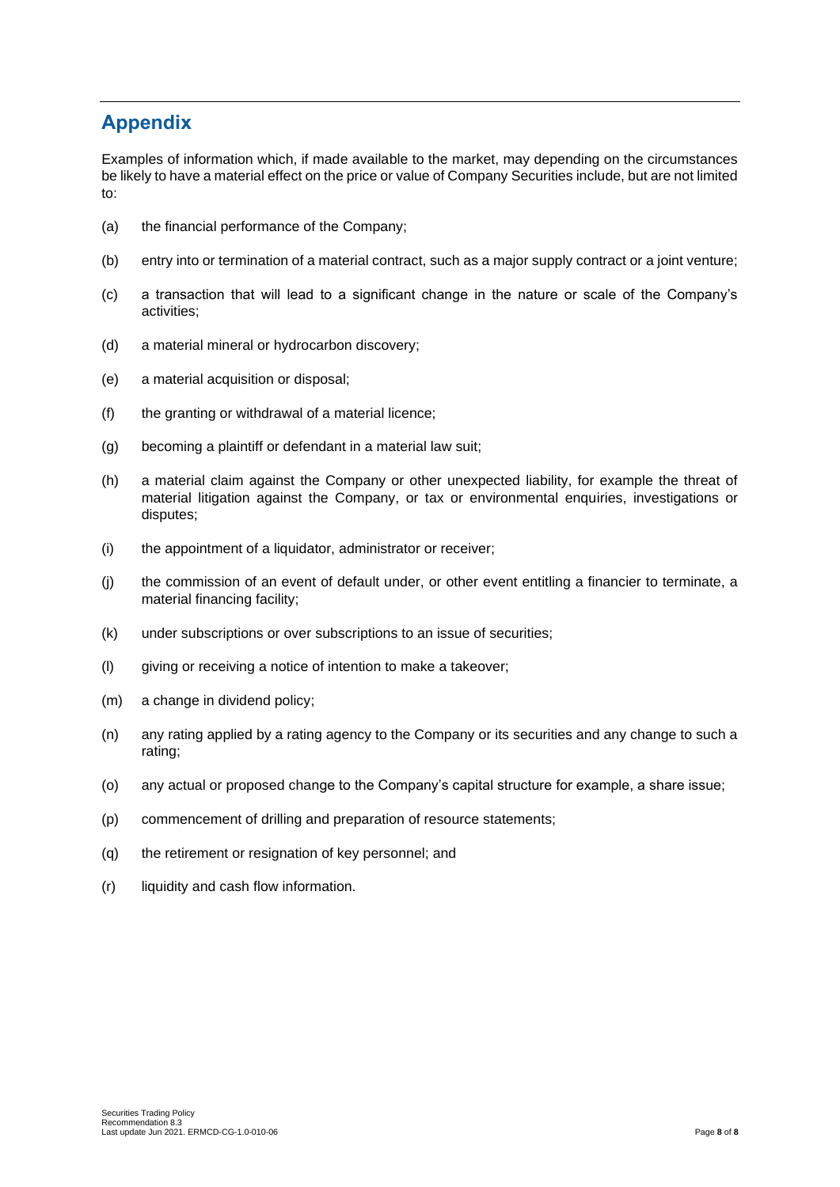## Appendix

Examples of information which, if made available to the market, may depending on the circumstances be likely to have a material effect on the price or value of Company Securities include, but are not limited to:

(a) the financial performance of the Company;

(b) entry into or termination of a material contract, such as a major supply contract or a joint venture;

(c) a transaction that will lead to a significant change in the nature or scale of the Company's activities;

(d) a material mineral or hydrocarbon discovery;

(e) a material acquisition or disposal;

(f) the granting or withdrawal of a material licence;

(g) becoming a plaintiff or defendant in a material law suit;

(h) a material claim against the Company or other unexpected liability, for example the threat of material litigation against the Company, or tax or environmental enquiries, investigations or disputes;

(i) the appointment of a liquidator, administrator or receiver;

(j) the commission of an event of default under, or other event entitling a financier to terminate, a material financing facility;

(k) under subscriptions or over subscriptions to an issue of securities;

(l) giving or receiving a notice of intention to make a takeover;

(m) a change in dividend policy;

(n) any rating applied by a rating agency to the Company or its securities and any change to such a rating;

(o) any actual or proposed change to the Company's capital structure for example, a share issue;

(p) commencement of drilling and preparation of resource statements;

(q) the retirement or resignation of key personnel; and

(r) liquidity and cash flow information.